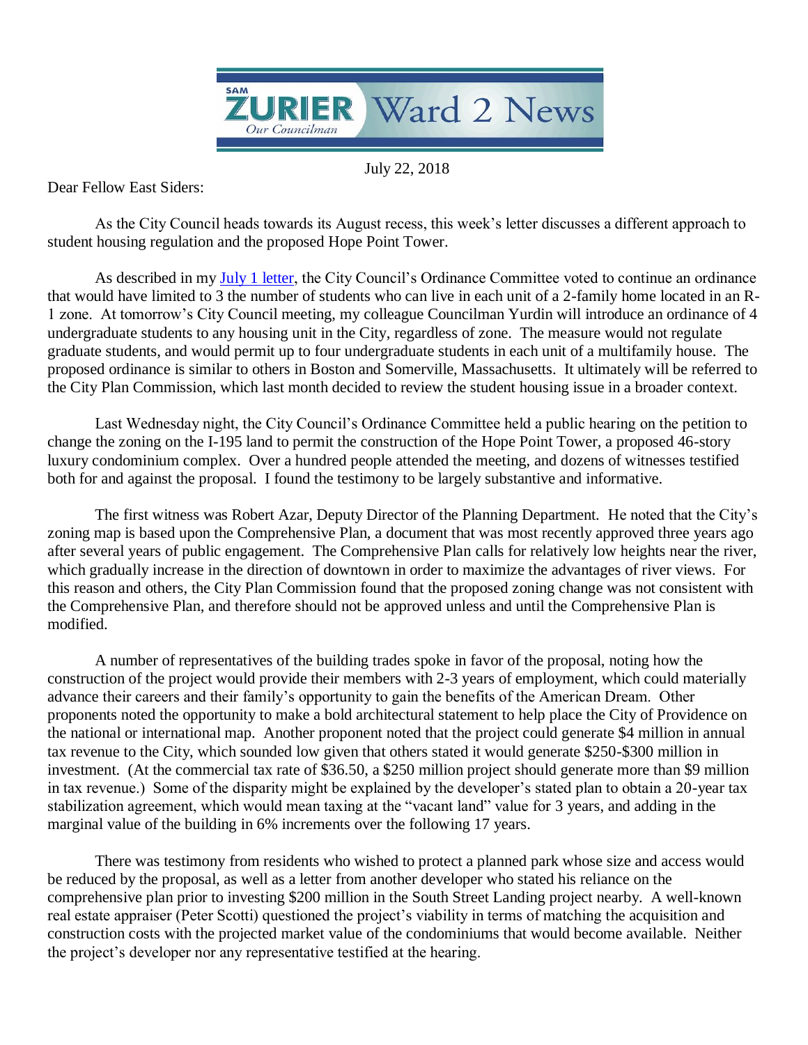# SAM ZURIER *Our Councilman* Ward 2 News

July 22, 2018

Dear Fellow East Siders:

As the City Council heads towards its August recess, this week's letter discusses a different approach to student housing regulation and the proposed Hope Point Tower.

As described in my July 1 letter, the City Council's Ordinance Committee voted to continue an ordinance that would have limited to 3 the number of students who can live in each unit of a 2-family home located in an R-1 zone. At tomorrow's City Council meeting, my colleague Councilman Yurdin will introduce an ordinance of 4 undergraduate students to any housing unit in the City, regardless of zone. The measure would not regulate graduate students, and would permit up to four undergraduate students in each unit of a multifamily house. The proposed ordinance is similar to others in Boston and Somerville, Massachusetts. It ultimately will be referred to the City Plan Commission, which last month decided to review the student housing issue in a broader context.

Last Wednesday night, the City Council's Ordinance Committee held a public hearing on the petition to change the zoning on the I-195 land to permit the construction of the Hope Point Tower, a proposed 46-story luxury condominium complex. Over a hundred people attended the meeting, and dozens of witnesses testified both for and against the proposal. I found the testimony to be largely substantive and informative.

The first witness was Robert Azar, Deputy Director of the Planning Department. He noted that the City's zoning map is based upon the Comprehensive Plan, a document that was most recently approved three years ago after several years of public engagement. The Comprehensive Plan calls for relatively low heights near the river, which gradually increase in the direction of downtown in order to maximize the advantages of river views. For this reason and others, the City Plan Commission found that the proposed zoning change was not consistent with the Comprehensive Plan, and therefore should not be approved unless and until the Comprehensive Plan is modified.

A number of representatives of the building trades spoke in favor of the proposal, noting how the construction of the project would provide their members with 2-3 years of employment, which could materially advance their careers and their family's opportunity to gain the benefits of the American Dream. Other proponents noted the opportunity to make a bold architectural statement to help place the City of Providence on the national or international map. Another proponent noted that the project could generate $4 million in annual tax revenue to the City, which sounded low given that others stated it would generate $250-$300 million in investment. (At the commercial tax rate of $36.50, a $250 million project should generate more than $9 million in tax revenue.) Some of the disparity might be explained by the developer's stated plan to obtain a 20-year tax stabilization agreement, which would mean taxing at the "vacant land" value for 3 years, and adding in the marginal value of the building in 6% increments over the following 17 years.

There was testimony from residents who wished to protect a planned park whose size and access would be reduced by the proposal, as well as a letter from another developer who stated his reliance on the comprehensive plan prior to investing $200 million in the South Street Landing project nearby. A well-known real estate appraiser (Peter Scotti) questioned the project's viability in terms of matching the acquisition and construction costs with the projected market value of the condominiums that would become available. Neither the project's developer nor any representative testified at the hearing.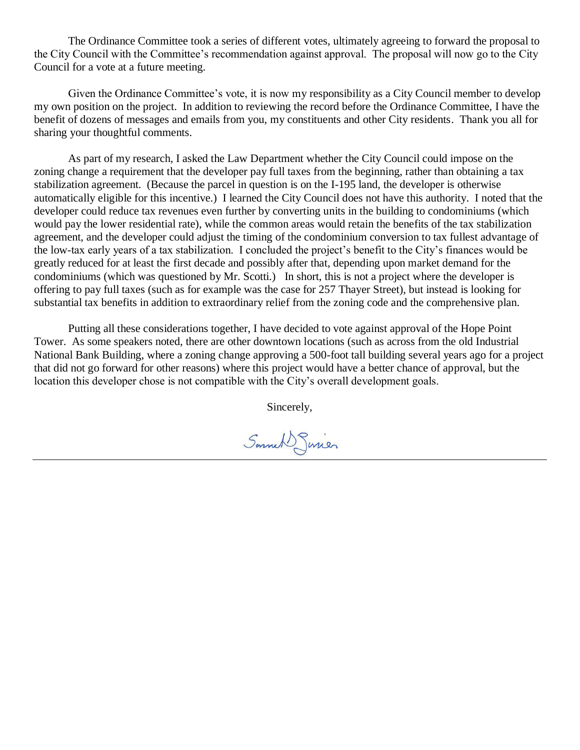The Ordinance Committee took a series of different votes, ultimately agreeing to forward the proposal to the City Council with the Committee's recommendation against approval. The proposal will now go to the City Council for a vote at a future meeting.

Given the Ordinance Committee's vote, it is now my responsibility as a City Council member to develop my own position on the project. In addition to reviewing the record before the Ordinance Committee, I have the benefit of dozens of messages and emails from you, my constituents and other City residents. Thank you all for sharing your thoughtful comments.

As part of my research, I asked the Law Department whether the City Council could impose on the zoning change a requirement that the developer pay full taxes from the beginning, rather than obtaining a tax stabilization agreement. (Because the parcel in question is on the I-195 land, the developer is otherwise automatically eligible for this incentive.) I learned the City Council does not have this authority. I noted that the developer could reduce tax revenues even further by converting units in the building to condominiums (which would pay the lower residential rate), while the common areas would retain the benefits of the tax stabilization agreement, and the developer could adjust the timing of the condominium conversion to tax fullest advantage of the low-tax early years of a tax stabilization. I concluded the project's benefit to the City's finances would be greatly reduced for at least the first decade and possibly after that, depending upon market demand for the condominiums (which was questioned by Mr. Scotti.) In short, this is not a project where the developer is offering to pay full taxes (such as for example was the case for 257 Thayer Street), but instead is looking for substantial tax benefits in addition to extraordinary relief from the zoning code and the comprehensive plan.

Putting all these considerations together, I have decided to vote against approval of the Hope Point Tower. As some speakers noted, there are other downtown locations (such as across from the old Industrial National Bank Building, where a zoning change approving a 500-foot tall building several years ago for a project that did not go forward for other reasons) where this project would have a better chance of approval, but the location this developer chose is not compatible with the City's overall development goals.

Sincerely,

Samuel D Zurier